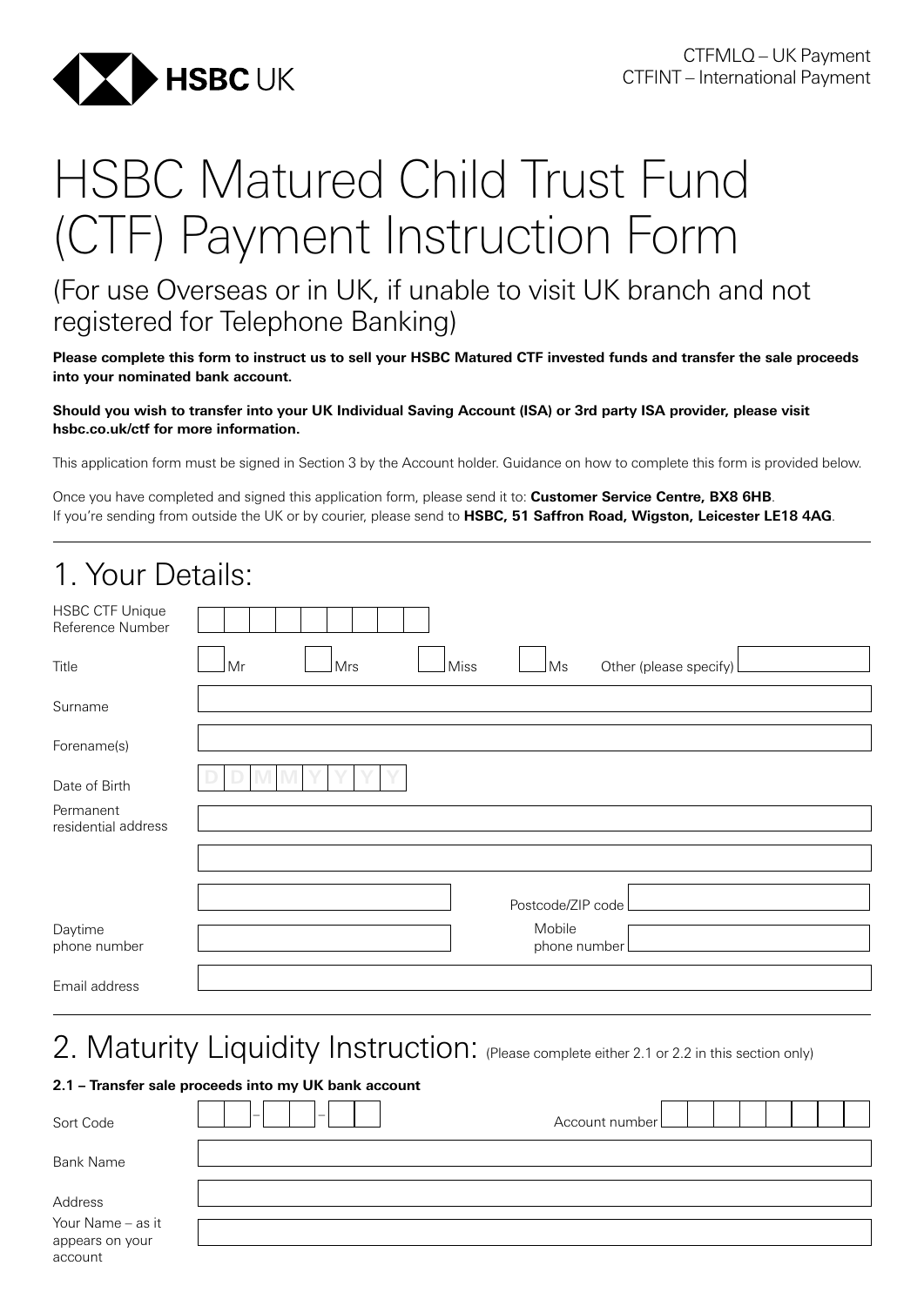HSBC UK

CTFMLQ – UK Payment
CTFINT – International Payment

# HSBC Matured Child Trust Fund (CTF) Payment Instruction Form

## (For use Overseas or in UK, if unable to visit UK branch and not registered for Telephone Banking)

**Please complete this form to instruct us to sell your HSBC Matured CTF invested funds and transfer the sale proceeds into your nominated bank account.**

**Should you wish to transfer into your UK Individual Saving Account (ISA) or 3rd party ISA provider, please visit hsbc.co.uk/ctf for more information.**

This application form must be signed in Section 3 by the Account holder. Guidance on how to complete this form is provided below.

Once you have completed and signed this application form, please send it to: **Customer Service Centre, BX8 6HB**.
If you're sending from outside the UK or by courier, please send to **HSBC, 51 Saffron Road, Wigston, Leicester LE18 4AG**.

## 1. Your Details:

HSBC CTF Unique Reference Number

Title: ☐ Mr ☐ Mrs ☐ Miss ☐ Ms Other (please specify)

Surname

Forename(s)

Date of Birth: D D M M Y Y Y Y

Permanent residential address

Postcode/ZIP code

Daytime phone number

Mobile phone number

Email address

## 2. Maturity Liquidity Instruction: (Please complete either 2.1 or 2.2 in this section only)

**2.1 – Transfer sale proceeds into my UK bank account**

Sort Code: – –

Account number

Bank Name

Address

Your Name – as it appears on your account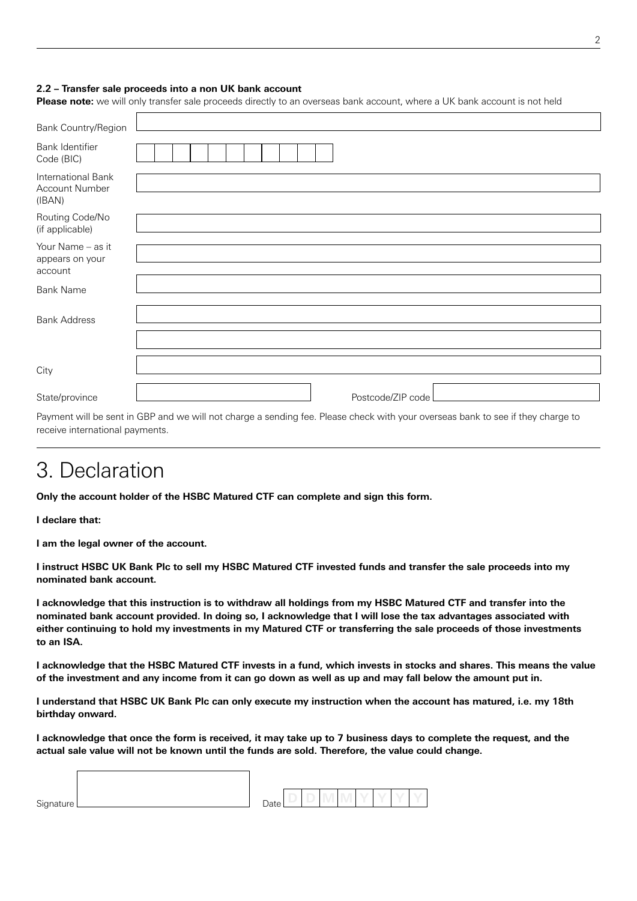### 2.2 – Transfer sale proceeds into a non UK bank account

**Please note:** we will only transfer sale proceeds directly to an overseas bank account, where a UK bank account is not held

| | |
|---|---|
| Bank Country/Region | |
| Bank Identifier Code (BIC) | |
| International Bank Account Number (IBAN) | |
| Routing Code/No (if applicable) | |
| Your Name – as it appears on your account | |
| Bank Name | |
| Bank Address | |
| | |
| City | |
| State/province | Postcode/ZIP code |

Payment will be sent in GBP and we will not charge a sending fee. Please check with your overseas bank to see if they charge to receive international payments.

# 3. Declaration

**Only the account holder of the HSBC Matured CTF can complete and sign this form.**

**I declare that:**

**I am the legal owner of the account.**

**I instruct HSBC UK Bank Plc to sell my HSBC Matured CTF invested funds and transfer the sale proceeds into my nominated bank account.**

**I acknowledge that this instruction is to withdraw all holdings from my HSBC Matured CTF and transfer into the nominated bank account provided. In doing so, I acknowledge that I will lose the tax advantages associated with either continuing to hold my investments in my Matured CTF or transferring the sale proceeds of those investments to an ISA.**

**I acknowledge that the HSBC Matured CTF invests in a fund, which invests in stocks and shares. This means the value of the investment and any income from it can go down as well as up and may fall below the amount put in.**

**I understand that HSBC UK Bank Plc can only execute my instruction when the account has matured, i.e. my 18th birthday onward.**

**I acknowledge that once the form is received, it may take up to 7 business days to complete the request, and the actual sale value will not be known until the funds are sold. Therefore, the value could change.**

Signature

Date D D M M Y Y Y Y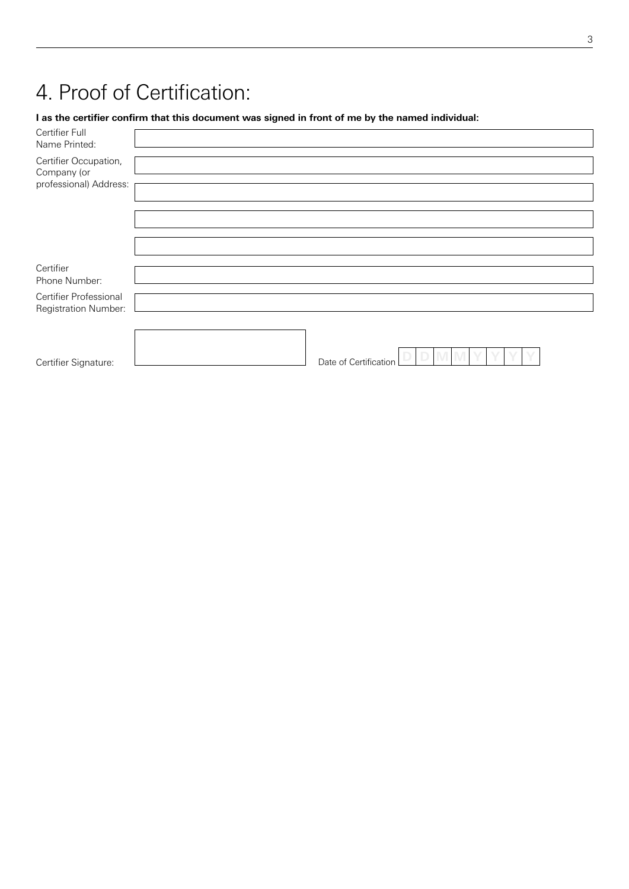# 4. Proof of Certification:

**I as the certifier confirm that this document was signed in front of me by the named individual:**

Certifier Full Name Printed:

Certifier Occupation, Company (or professional) Address:

Certifier Phone Number:

Certifier Professional Registration Number:

Certifier Signature:

Date of Certification D D M M Y Y Y Y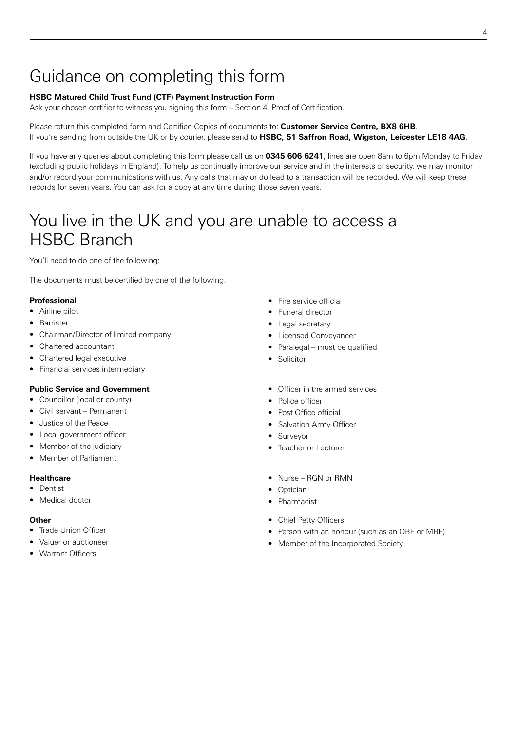# Guidance on completing this form

**HSBC Matured Child Trust Fund (CTF) Payment Instruction Form**

Ask your chosen certifier to witness you signing this form – Section 4. Proof of Certification.

Please return this completed form and Certified Copies of documents to: **Customer Service Centre, BX8 6HB**.
If you're sending from outside the UK or by courier, please send to **HSBC, 51 Saffron Road, Wigston, Leicester LE18 4AG**.

If you have any queries about completing this form please call us on **0345 606 6241**, lines are open 8am to 6pm Monday to Friday (excluding public holidays in England). To help us continually improve our service and in the interests of security, we may monitor and/or record your communications with us. Any calls that may or do lead to a transaction will be recorded. We will keep these records for seven years. You can ask for a copy at any time during those seven years.

# You live in the UK and you are unable to access a HSBC Branch

You'll need to do one of the following:

The documents must be certified by one of the following:

**Professional**

- Airline pilot
- Barrister
- Chairman/Director of limited company
- Chartered accountant
- Chartered legal executive
- Financial services intermediary
- Fire service official
- Funeral director
- Legal secretary
- Licensed Conveyancer
- Paralegal – must be qualified
- Solicitor

**Public Service and Government**

- Councillor (local or county)
- Civil servant – Permanent
- Justice of the Peace
- Local government officer
- Member of the judiciary
- Member of Parliament
- Officer in the armed services
- Police officer
- Post Office official
- Salvation Army Officer
- Surveyor
- Teacher or Lecturer

**Healthcare**

- Dentist
- Medical doctor
- Nurse – RGN or RMN
- Optician
- Pharmacist

**Other**

- Trade Union Officer
- Valuer or auctioneer
- Warrant Officers
- Chief Petty Officers
- Person with an honour (such as an OBE or MBE)
- Member of the Incorporated Society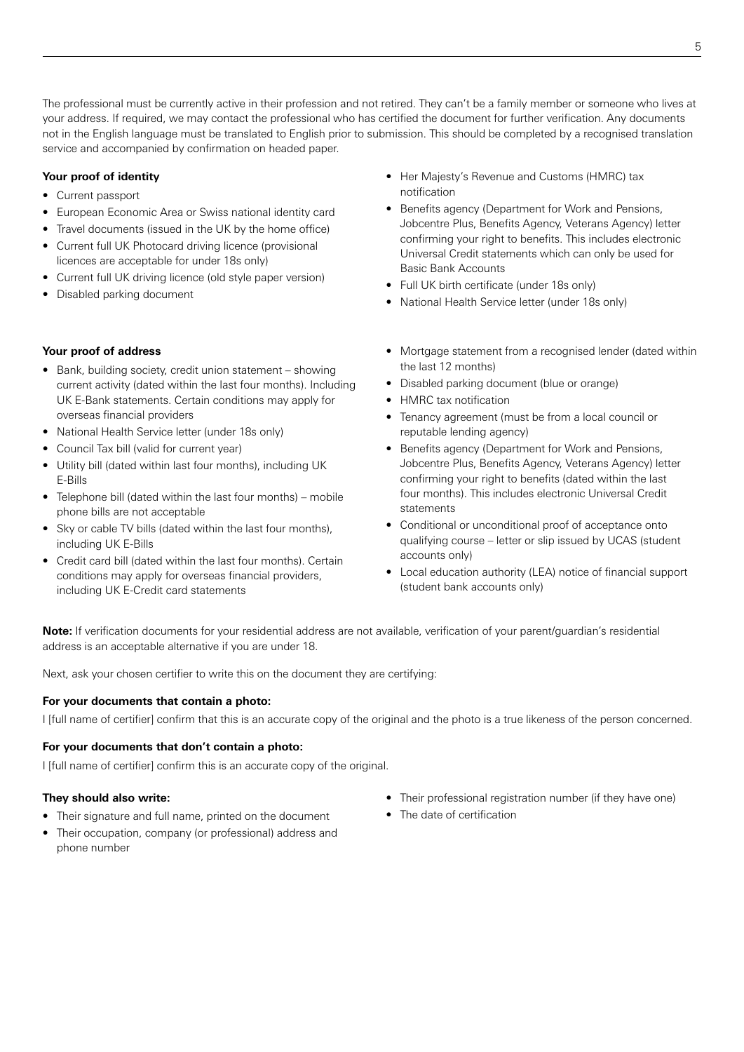The professional must be currently active in their profession and not retired. They can't be a family member or someone who lives at your address. If required, we may contact the professional who has certified the document for further verification. Any documents not in the English language must be translated to English prior to submission. This should be completed by a recognised translation service and accompanied by confirmation on headed paper.

**Your proof of identity**

- Current passport
- European Economic Area or Swiss national identity card
- Travel documents (issued in the UK by the home office)
- Current full UK Photocard driving licence (provisional licences are acceptable for under 18s only)
- Current full UK driving licence (old style paper version)
- Disabled parking document
- Her Majesty's Revenue and Customs (HMRC) tax notification
- Benefits agency (Department for Work and Pensions, Jobcentre Plus, Benefits Agency, Veterans Agency) letter confirming your right to benefits. This includes electronic Universal Credit statements which can only be used for Basic Bank Accounts
- Full UK birth certificate (under 18s only)
- National Health Service letter (under 18s only)

**Your proof of address**

- Bank, building society, credit union statement – showing current activity (dated within the last four months). Including UK E-Bank statements. Certain conditions may apply for overseas financial providers
- National Health Service letter (under 18s only)
- Council Tax bill (valid for current year)
- Utility bill (dated within last four months), including UK E-Bills
- Telephone bill (dated within the last four months) – mobile phone bills are not acceptable
- Sky or cable TV bills (dated within the last four months), including UK E-Bills
- Credit card bill (dated within the last four months). Certain conditions may apply for overseas financial providers, including UK E-Credit card statements
- Mortgage statement from a recognised lender (dated within the last 12 months)
- Disabled parking document (blue or orange)
- HMRC tax notification
- Tenancy agreement (must be from a local council or reputable lending agency)
- Benefits agency (Department for Work and Pensions, Jobcentre Plus, Benefits Agency, Veterans Agency) letter confirming your right to benefits (dated within the last four months). This includes electronic Universal Credit statements
- Conditional or unconditional proof of acceptance onto qualifying course – letter or slip issued by UCAS (student accounts only)
- Local education authority (LEA) notice of financial support (student bank accounts only)

**Note:** If verification documents for your residential address are not available, verification of your parent/guardian's residential address is an acceptable alternative if you are under 18.

Next, ask your chosen certifier to write this on the document they are certifying:

**For your documents that contain a photo:**

I [full name of certifier] confirm that this is an accurate copy of the original and the photo is a true likeness of the person concerned.

**For your documents that don't contain a photo:**

I [full name of certifier] confirm this is an accurate copy of the original.

**They should also write:**

- Their signature and full name, printed on the document
- Their occupation, company (or professional) address and phone number
- Their professional registration number (if they have one)
- The date of certification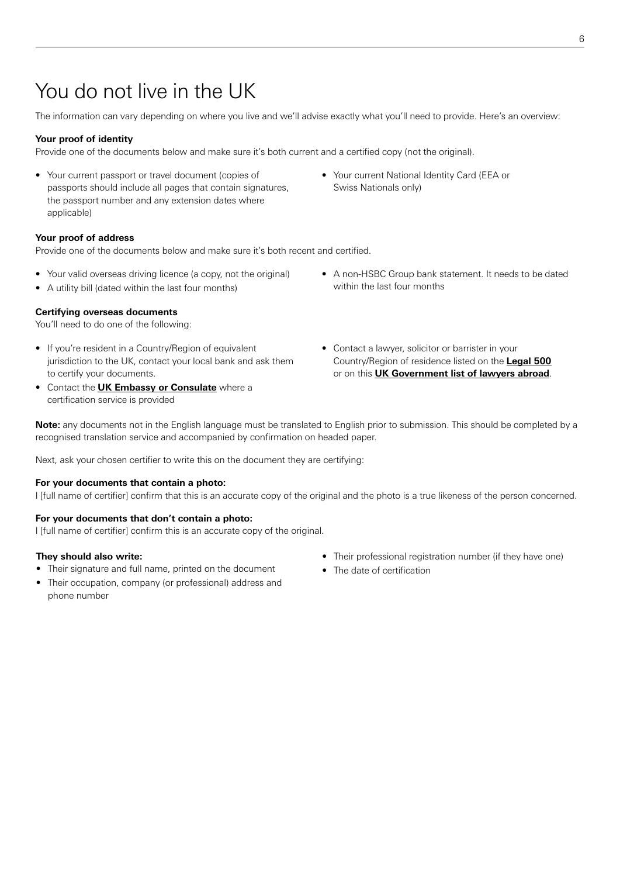# You do not live in the UK

The information can vary depending on where you live and we'll advise exactly what you'll need to provide. Here's an overview:

**Your proof of identity**

Provide one of the documents below and make sure it's both current and a certified copy (not the original).

- Your current passport or travel document (copies of passports should include all pages that contain signatures, the passport number and any extension dates where applicable)
- Your current National Identity Card (EEA or Swiss Nationals only)

**Your proof of address**

Provide one of the documents below and make sure it's both recent and certified.

- Your valid overseas driving licence (a copy, not the original)
- A utility bill (dated within the last four months)
- A non-HSBC Group bank statement. It needs to be dated within the last four months

**Certifying overseas documents**

You'll need to do one of the following:

- If you're resident in a Country/Region of equivalent jurisdiction to the UK, contact your local bank and ask them to certify your documents.
- Contact the **UK Embassy or Consulate** where a certification service is provided
- Contact a lawyer, solicitor or barrister in your Country/Region of residence listed on the **Legal 500** or on this **UK Government list of lawyers abroad**.

**Note:** any documents not in the English language must be translated to English prior to submission. This should be completed by a recognised translation service and accompanied by confirmation on headed paper.

Next, ask your chosen certifier to write this on the document they are certifying:

**For your documents that contain a photo:**

I [full name of certifier] confirm that this is an accurate copy of the original and the photo is a true likeness of the person concerned.

**For your documents that don't contain a photo:**

I [full name of certifier] confirm this is an accurate copy of the original.

**They should also write:**

- Their signature and full name, printed on the document
- Their occupation, company (or professional) address and phone number
- Their professional registration number (if they have one)
- The date of certification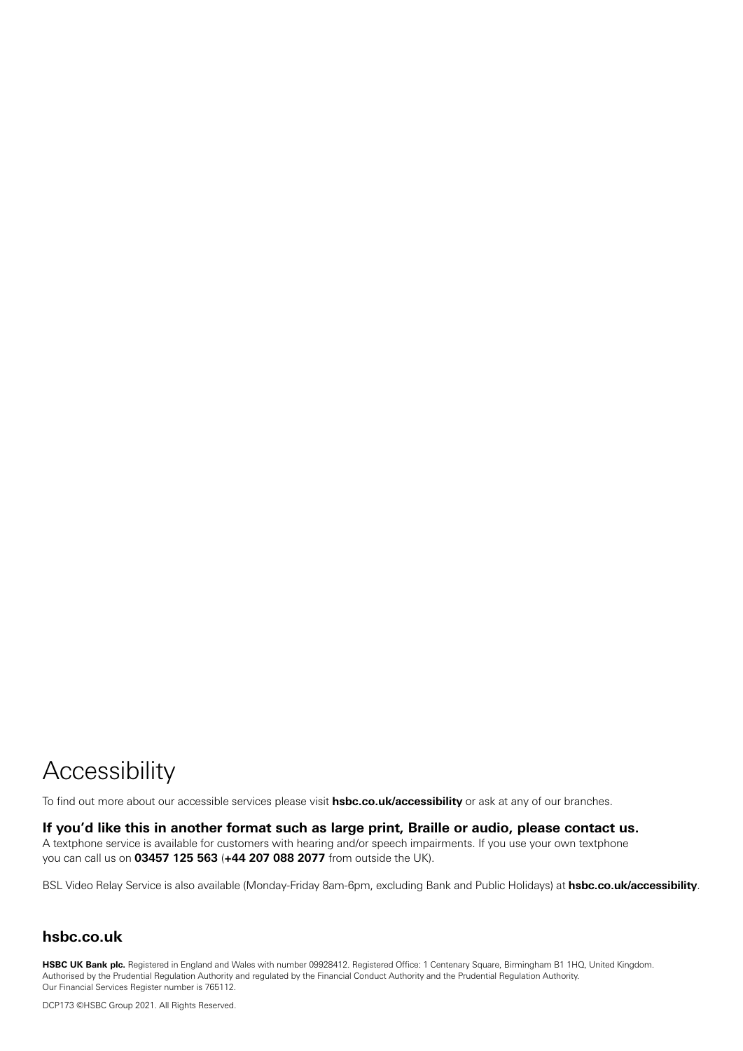# Accessibility

To find out more about our accessible services please visit **hsbc.co.uk/accessibility** or ask at any of our branches.

**If you'd like this in another format such as large print, Braille or audio, please contact us.**
A textphone service is available for customers with hearing and/or speech impairments. If you use your own textphone you can call us on **03457 125 563** (**+44 207 088 2077** from outside the UK).

BSL Video Relay Service is also available (Monday-Friday 8am-6pm, excluding Bank and Public Holidays) at **hsbc.co.uk/accessibility**.

## hsbc.co.uk

**HSBC UK Bank plc.** Registered in England and Wales with number 09928412. Registered Office: 1 Centenary Square, Birmingham B1 1HQ, United Kingdom. Authorised by the Prudential Regulation Authority and regulated by the Financial Conduct Authority and the Prudential Regulation Authority. Our Financial Services Register number is 765112.

DCP173 ©HSBC Group 2021. All Rights Reserved.